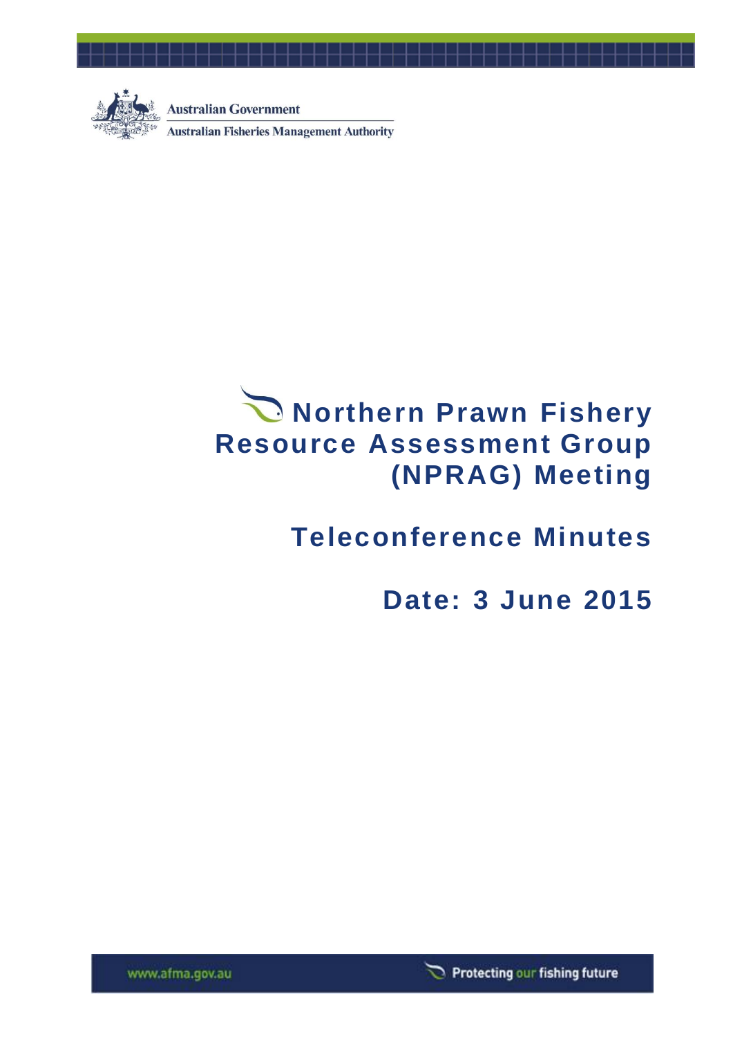Australian Government

Australian Fisheries Management Authority

# Northern Prawn Fishery Resource Assessment Group (NPRAG) Meeting

## Teleconference Minutes

## Date: 3 June 2015

www.afma.gov.au

Protecting our fishing future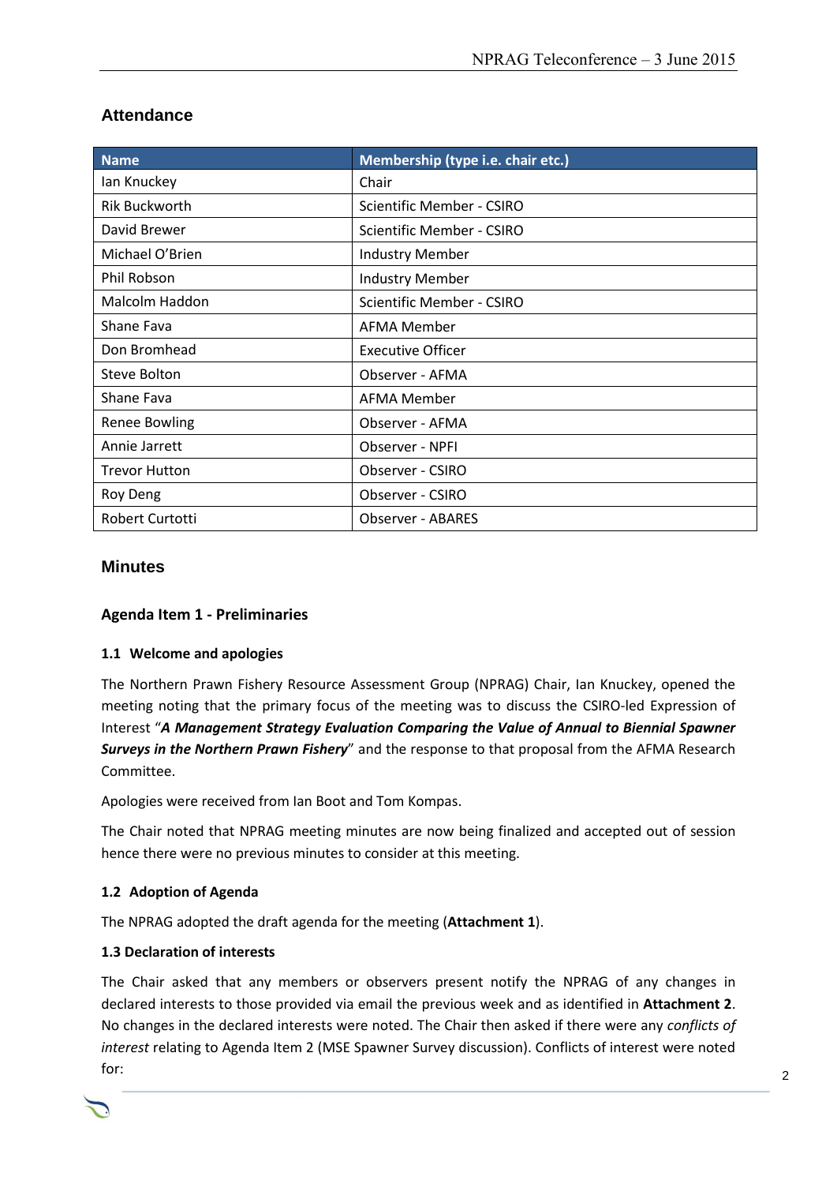## Attendance

| Name | Membership (type i.e. chair etc.) |
|---|---|
| Ian Knuckey | Chair |
| Rik Buckworth | Scientific Member - CSIRO |
| David Brewer | Scientific Member - CSIRO |
| Michael O'Brien | Industry Member |
| Phil Robson | Industry Member |
| Malcolm Haddon | Scientific Member - CSIRO |
| Shane Fava | AFMA Member |
| Don Bromhead | Executive Officer |
| Steve Bolton | Observer - AFMA |
| Shane Fava | AFMA Member |
| Renee Bowling | Observer - AFMA |
| Annie Jarrett | Observer - NPFI |
| Trevor Hutton | Observer - CSIRO |
| Roy Deng | Observer - CSIRO |
| Robert Curtotti | Observer - ABARES |

## Minutes

### Agenda Item 1 - Preliminaries

#### 1.1 Welcome and apologies

The Northern Prawn Fishery Resource Assessment Group (NPRAG) Chair, Ian Knuckey, opened the meeting noting that the primary focus of the meeting was to discuss the CSIRO-led Expression of Interest "***A Management Strategy Evaluation Comparing the Value of Annual to Biennial Spawner Surveys in the Northern Prawn Fishery***" and the response to that proposal from the AFMA Research Committee.

Apologies were received from Ian Boot and Tom Kompas.

The Chair noted that NPRAG meeting minutes are now being finalized and accepted out of session hence there were no previous minutes to consider at this meeting.

#### 1.2 Adoption of Agenda

The NPRAG adopted the draft agenda for the meeting (**Attachment 1**).

#### 1.3 Declaration of interests

The Chair asked that any members or observers present notify the NPRAG of any changes in declared interests to those provided via email the previous week and as identified in **Attachment 2**. No changes in the declared interests were noted. The Chair then asked if there were any *conflicts of interest* relating to Agenda Item 2 (MSE Spawner Survey discussion). Conflicts of interest were noted for: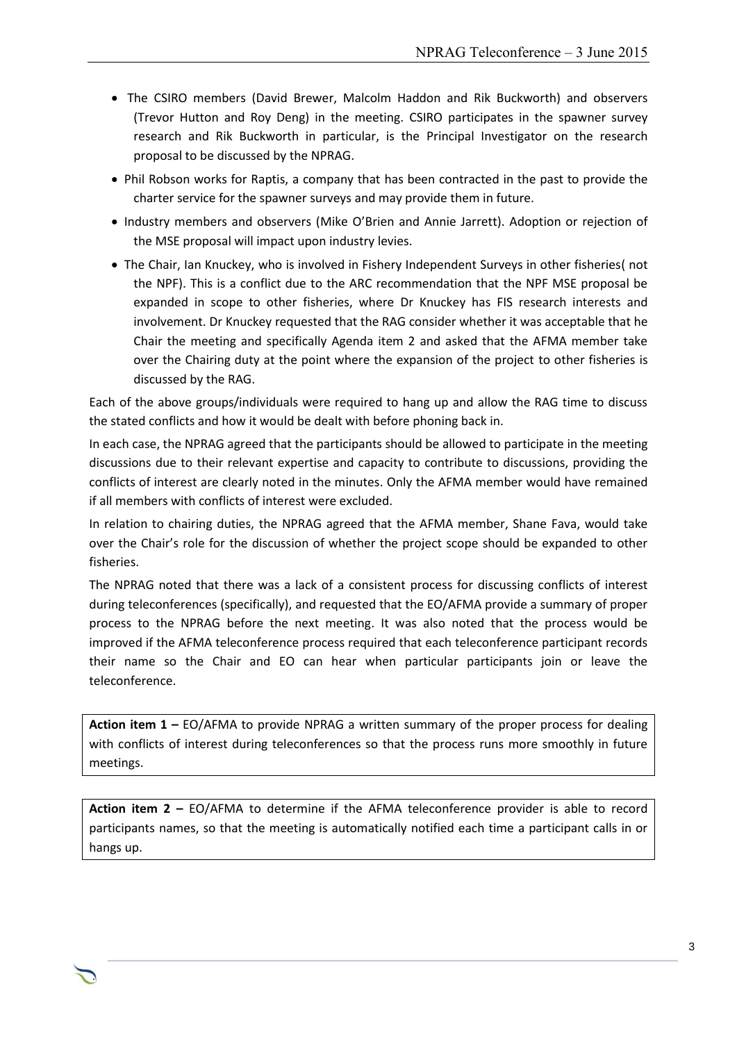- The CSIRO members (David Brewer, Malcolm Haddon and Rik Buckworth) and observers (Trevor Hutton and Roy Deng) in the meeting. CSIRO participates in the spawner survey research and Rik Buckworth in particular, is the Principal Investigator on the research proposal to be discussed by the NPRAG.
- Phil Robson works for Raptis, a company that has been contracted in the past to provide the charter service for the spawner surveys and may provide them in future.
- Industry members and observers (Mike O'Brien and Annie Jarrett). Adoption or rejection of the MSE proposal will impact upon industry levies.
- The Chair, Ian Knuckey, who is involved in Fishery Independent Surveys in other fisheries( not the NPF). This is a conflict due to the ARC recommendation that the NPF MSE proposal be expanded in scope to other fisheries, where Dr Knuckey has FIS research interests and involvement. Dr Knuckey requested that the RAG consider whether it was acceptable that he Chair the meeting and specifically Agenda item 2 and asked that the AFMA member take over the Chairing duty at the point where the expansion of the project to other fisheries is discussed by the RAG.

Each of the above groups/individuals were required to hang up and allow the RAG time to discuss the stated conflicts and how it would be dealt with before phoning back in.

In each case, the NPRAG agreed that the participants should be allowed to participate in the meeting discussions due to their relevant expertise and capacity to contribute to discussions, providing the conflicts of interest are clearly noted in the minutes. Only the AFMA member would have remained if all members with conflicts of interest were excluded.

In relation to chairing duties, the NPRAG agreed that the AFMA member, Shane Fava, would take over the Chair's role for the discussion of whether the project scope should be expanded to other fisheries.

The NPRAG noted that there was a lack of a consistent process for discussing conflicts of interest during teleconferences (specifically), and requested that the EO/AFMA provide a summary of proper process to the NPRAG before the next meeting. It was also noted that the process would be improved if the AFMA teleconference process required that each teleconference participant records their name so the Chair and EO can hear when particular participants join or leave the teleconference.

**Action item 1 –** EO/AFMA to provide NPRAG a written summary of the proper process for dealing with conflicts of interest during teleconferences so that the process runs more smoothly in future meetings.

**Action item 2 –** EO/AFMA to determine if the AFMA teleconference provider is able to record participants names, so that the meeting is automatically notified each time a participant calls in or hangs up.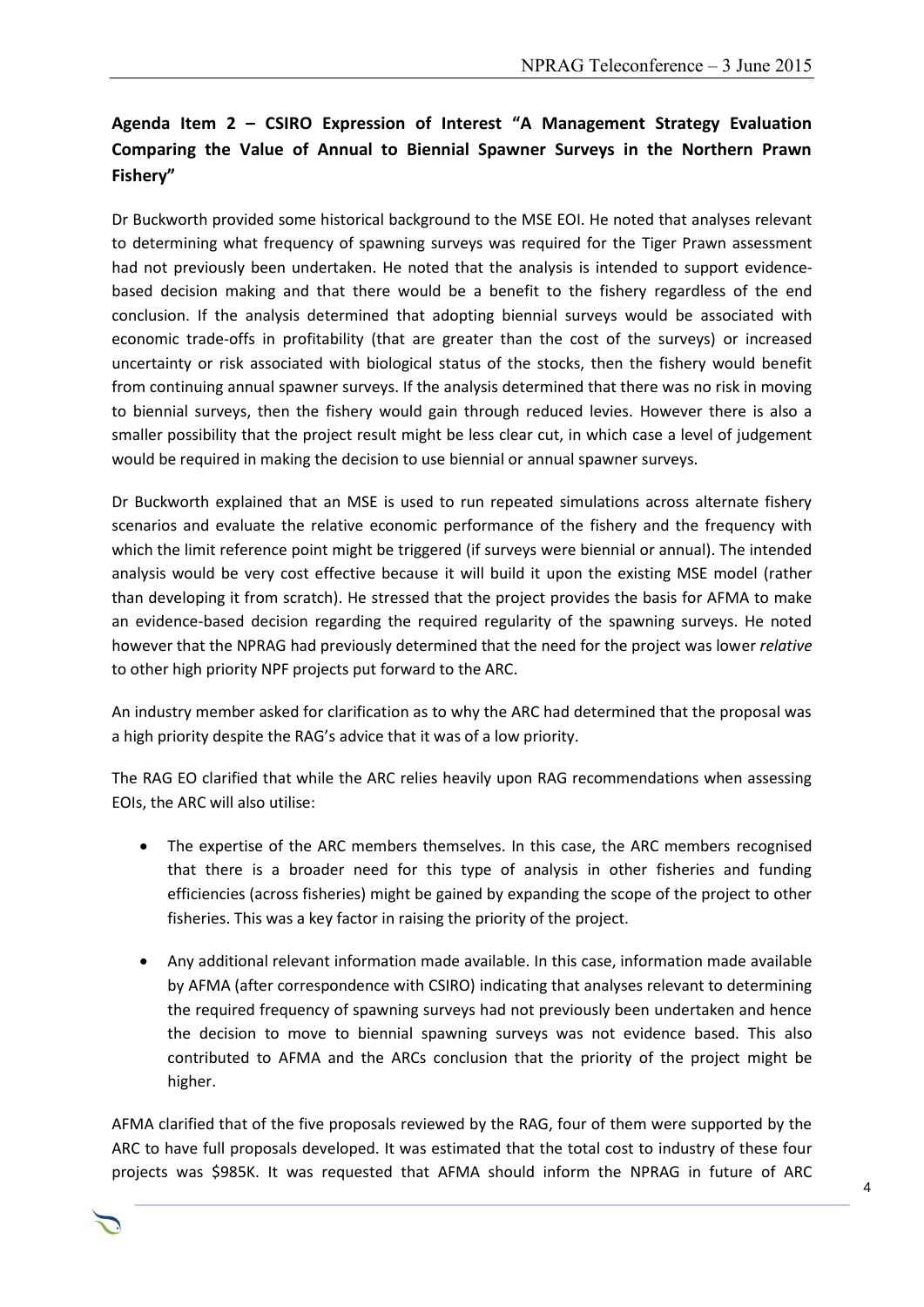**Agenda Item 2 – CSIRO Expression of Interest "A Management Strategy Evaluation Comparing the Value of Annual to Biennial Spawner Surveys in the Northern Prawn Fishery"**

Dr Buckworth provided some historical background to the MSE EOI. He noted that analyses relevant to determining what frequency of spawning surveys was required for the Tiger Prawn assessment had not previously been undertaken. He noted that the analysis is intended to support evidence-based decision making and that there would be a benefit to the fishery regardless of the end conclusion. If the analysis determined that adopting biennial surveys would be associated with economic trade-offs in profitability (that are greater than the cost of the surveys) or increased uncertainty or risk associated with biological status of the stocks, then the fishery would benefit from continuing annual spawner surveys. If the analysis determined that there was no risk in moving to biennial surveys, then the fishery would gain through reduced levies. However there is also a smaller possibility that the project result might be less clear cut, in which case a level of judgement would be required in making the decision to use biennial or annual spawner surveys.

Dr Buckworth explained that an MSE is used to run repeated simulations across alternate fishery scenarios and evaluate the relative economic performance of the fishery and the frequency with which the limit reference point might be triggered (if surveys were biennial or annual). The intended analysis would be very cost effective because it will build it upon the existing MSE model (rather than developing it from scratch). He stressed that the project provides the basis for AFMA to make an evidence-based decision regarding the required regularity of the spawning surveys. He noted however that the NPRAG had previously determined that the need for the project was lower *relative* to other high priority NPF projects put forward to the ARC.

An industry member asked for clarification as to why the ARC had determined that the proposal was a high priority despite the RAG's advice that it was of a low priority.

The RAG EO clarified that while the ARC relies heavily upon RAG recommendations when assessing EOIs, the ARC will also utilise:

- The expertise of the ARC members themselves. In this case, the ARC members recognised that there is a broader need for this type of analysis in other fisheries and funding efficiencies (across fisheries) might be gained by expanding the scope of the project to other fisheries. This was a key factor in raising the priority of the project.
- Any additional relevant information made available. In this case, information made available by AFMA (after correspondence with CSIRO) indicating that analyses relevant to determining the required frequency of spawning surveys had not previously been undertaken and hence the decision to move to biennial spawning surveys was not evidence based. This also contributed to AFMA and the ARCs conclusion that the priority of the project might be higher.

AFMA clarified that of the five proposals reviewed by the RAG, four of them were supported by the ARC to have full proposals developed. It was estimated that the total cost to industry of these four projects was $985K. It was requested that AFMA should inform the NPRAG in future of ARC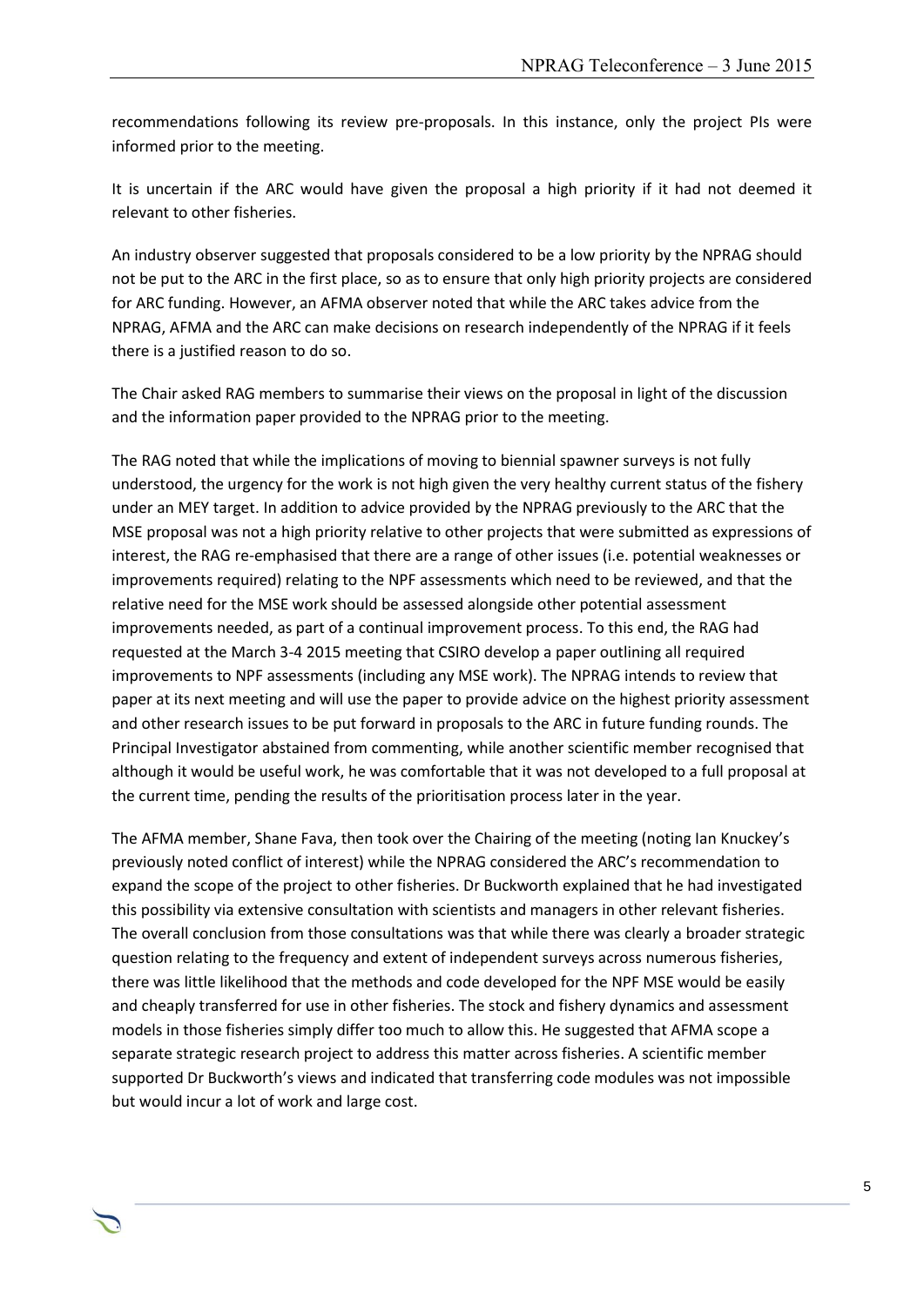recommendations following its review pre-proposals. In this instance, only the project PIs were informed prior to the meeting.

It is uncertain if the ARC would have given the proposal a high priority if it had not deemed it relevant to other fisheries.

An industry observer suggested that proposals considered to be a low priority by the NPRAG should not be put to the ARC in the first place, so as to ensure that only high priority projects are considered for ARC funding. However, an AFMA observer noted that while the ARC takes advice from the NPRAG, AFMA and the ARC can make decisions on research independently of the NPRAG if it feels there is a justified reason to do so.

The Chair asked RAG members to summarise their views on the proposal in light of the discussion and the information paper provided to the NPRAG prior to the meeting.

The RAG noted that while the implications of moving to biennial spawner surveys is not fully understood, the urgency for the work is not high given the very healthy current status of the fishery under an MEY target. In addition to advice provided by the NPRAG previously to the ARC that the MSE proposal was not a high priority relative to other projects that were submitted as expressions of interest, the RAG re-emphasised that there are a range of other issues (i.e. potential weaknesses or improvements required) relating to the NPF assessments which need to be reviewed, and that the relative need for the MSE work should be assessed alongside other potential assessment improvements needed, as part of a continual improvement process. To this end, the RAG had requested at the March 3-4 2015 meeting that CSIRO develop a paper outlining all required improvements to NPF assessments (including any MSE work). The NPRAG intends to review that paper at its next meeting and will use the paper to provide advice on the highest priority assessment and other research issues to be put forward in proposals to the ARC in future funding rounds. The Principal Investigator abstained from commenting, while another scientific member recognised that although it would be useful work, he was comfortable that it was not developed to a full proposal at the current time, pending the results of the prioritisation process later in the year.

The AFMA member, Shane Fava, then took over the Chairing of the meeting (noting Ian Knuckey's previously noted conflict of interest) while the NPRAG considered the ARC's recommendation to expand the scope of the project to other fisheries. Dr Buckworth explained that he had investigated this possibility via extensive consultation with scientists and managers in other relevant fisheries. The overall conclusion from those consultations was that while there was clearly a broader strategic question relating to the frequency and extent of independent surveys across numerous fisheries, there was little likelihood that the methods and code developed for the NPF MSE would be easily and cheaply transferred for use in other fisheries. The stock and fishery dynamics and assessment models in those fisheries simply differ too much to allow this. He suggested that AFMA scope a separate strategic research project to address this matter across fisheries. A scientific member supported Dr Buckworth's views and indicated that transferring code modules was not impossible but would incur a lot of work and large cost.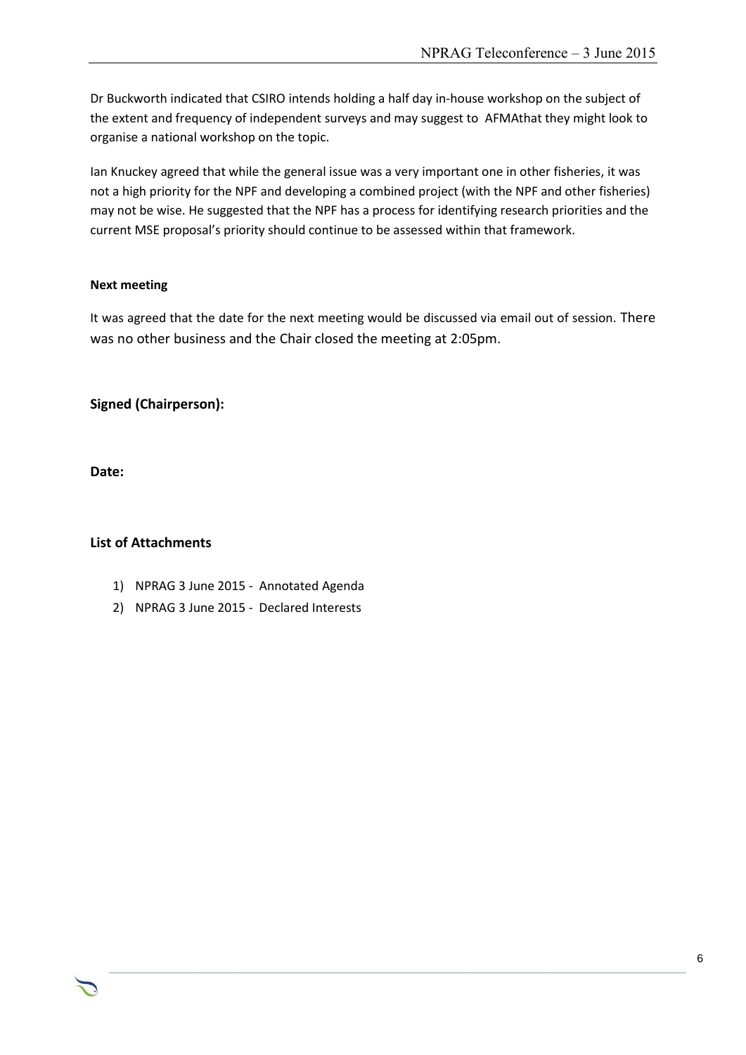Dr Buckworth indicated that CSIRO intends holding a half day in-house workshop on the subject of the extent and frequency of independent surveys and may suggest to AFMAthat they might look to organise a national workshop on the topic.

Ian Knuckey agreed that while the general issue was a very important one in other fisheries, it was not a high priority for the NPF and developing a combined project (with the NPF and other fisheries) may not be wise. He suggested that the NPF has a process for identifying research priorities and the current MSE proposal's priority should continue to be assessed within that framework.

**Next meeting**

It was agreed that the date for the next meeting would be discussed via email out of session. There was no other business and the Chair closed the meeting at 2:05pm.

**Signed (Chairperson):**

**Date:**

### List of Attachments

1) NPRAG 3 June 2015 - Annotated Agenda
2) NPRAG 3 June 2015 - Declared Interests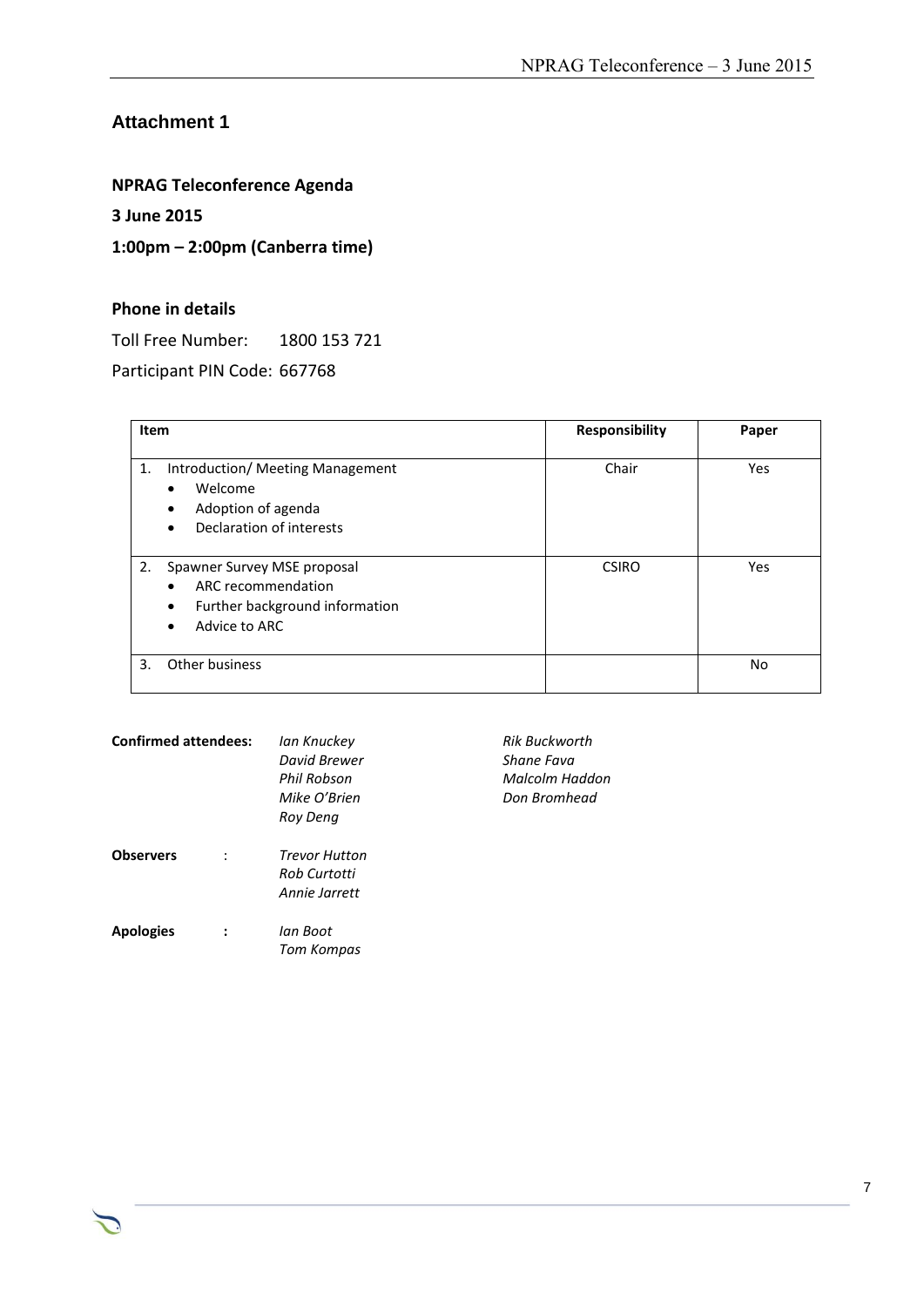## Attachment 1

**NPRAG Teleconference Agenda**

**3 June 2015**

**1:00pm – 2:00pm (Canberra time)**

**Phone in details**

Toll Free Number: 1800 153 721

Participant PIN Code: 667768

| Item | Responsibility | Paper |
|---|---|---|
| 1. Introduction/ Meeting Management<br>• Welcome<br>• Adoption of agenda<br>• Declaration of interests | Chair | Yes |
| 2. Spawner Survey MSE proposal<br>• ARC recommendation<br>• Further background information<br>• Advice to ARC | CSIRO | Yes |
| 3. Other business | | No |

**Confirmed attendees:** *Ian Knuckey*, *David Brewer*, *Phil Robson*, *Mike O'Brien*, *Roy Deng*, *Rik Buckworth*, *Shane Fava*, *Malcolm Haddon*, *Don Bromhead*

**Observers** : *Trevor Hutton*, *Rob Curtotti*, *Annie Jarrett*

**Apologies** : *Ian Boot*, *Tom Kompas*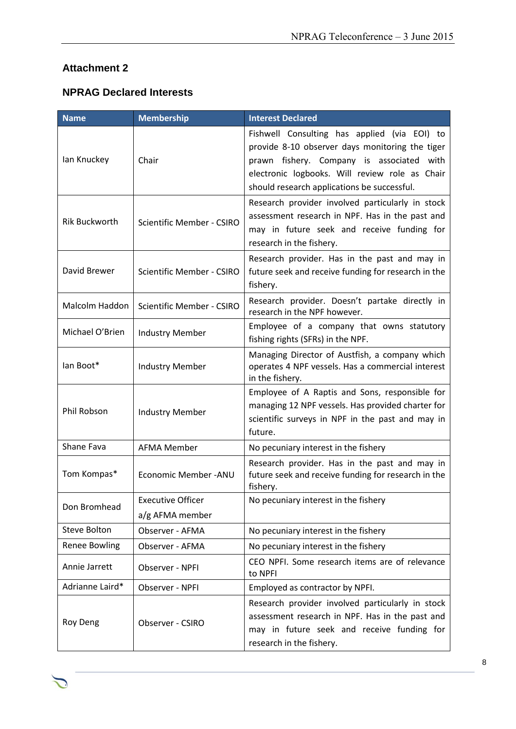## Attachment 2

### NPRAG Declared Interests

| Name | Membership | Interest Declared |
|---|---|---|
| Ian Knuckey | Chair | Fishwell Consulting has applied (via EOI) to provide 8-10 observer days monitoring the tiger prawn fishery. Company is associated with electronic logbooks. Will review role as Chair should research applications be successful. |
| Rik Buckworth | Scientific Member - CSIRO | Research provider involved particularly in stock assessment research in NPF. Has in the past and may in future seek and receive funding for research in the fishery. |
| David Brewer | Scientific Member - CSIRO | Research provider. Has in the past and may in future seek and receive funding for research in the fishery. |
| Malcolm Haddon | Scientific Member - CSIRO | Research provider. Doesn't partake directly in research in the NPF however. |
| Michael O'Brien | Industry Member | Employee of a company that owns statutory fishing rights (SFRs) in the NPF. |
| Ian Boot* | Industry Member | Managing Director of Austfish, a company which operates 4 NPF vessels. Has a commercial interest in the fishery. |
| Phil Robson | Industry Member | Employee of A Raptis and Sons, responsible for managing 12 NPF vessels. Has provided charter for scientific surveys in NPF in the past and may in future. |
| Shane Fava | AFMA Member | No pecuniary interest in the fishery |
| Tom Kompas* | Economic Member -ANU | Research provider. Has in the past and may in future seek and receive funding for research in the fishery. |
| Don Bromhead | Executive Officer a/g AFMA member | No pecuniary interest in the fishery |
| Steve Bolton | Observer - AFMA | No pecuniary interest in the fishery |
| Renee Bowling | Observer - AFMA | No pecuniary interest in the fishery |
| Annie Jarrett | Observer - NPFI | CEO NPFI. Some research items are of relevance to NPFI |
| Adrianne Laird* | Observer - NPFI | Employed as contractor by NPFI. |
| Roy Deng | Observer - CSIRO | Research provider involved particularly in stock assessment research in NPF. Has in the past and may in future seek and receive funding for research in the fishery. |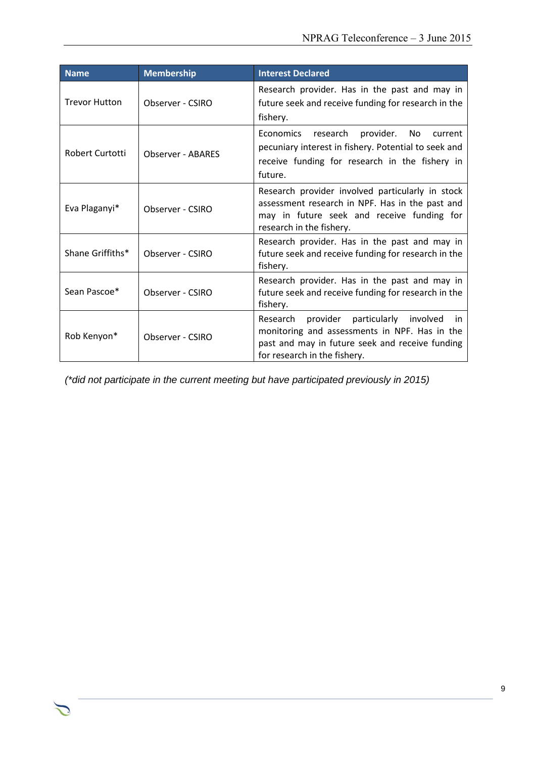| Name | Membership | Interest Declared |
| --- | --- | --- |
| Trevor Hutton | Observer - CSIRO | Research provider. Has in the past and may in future seek and receive funding for research in the fishery. |
| Robert Curtotti | Observer - ABARES | Economics research provider. No current pecuniary interest in fishery. Potential to seek and receive funding for research in the fishery in future. |
| Eva Plaganyi* | Observer - CSIRO | Research provider involved particularly in stock assessment research in NPF. Has in the past and may in future seek and receive funding for research in the fishery. |
| Shane Griffiths* | Observer - CSIRO | Research provider. Has in the past and may in future seek and receive funding for research in the fishery. |
| Sean Pascoe* | Observer - CSIRO | Research provider. Has in the past and may in future seek and receive funding for research in the fishery. |
| Rob Kenyon* | Observer - CSIRO | Research provider particularly involved in monitoring and assessments in NPF. Has in the past and may in future seek and receive funding for research in the fishery. |

*(\*did not participate in the current meeting but have participated previously in 2015)*